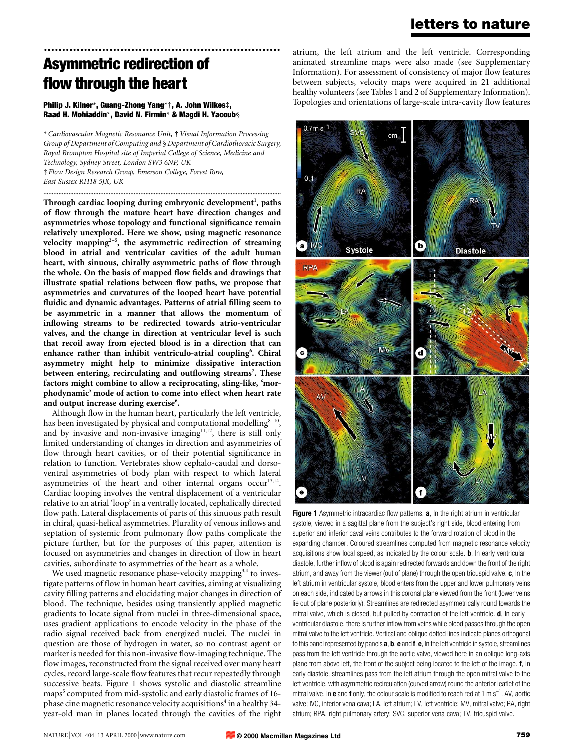# Asymmetric redirection of flow through the heart

**Philip J. Kilner*, Guang-Zhong Yang*†, A. John Wilkes‡, Raad H. Mohiaddin*, David N. Firmin* & Magdi H. Yacoub§**

\* *Cardiovascular Magnetic Resonance Unit,* † *Visual Information Processing Group of Department of Computing and* § *Department of Cardiothoracic Surgery, Royal Brompton Hospital site of Imperial College of Science, Medicine and Technology, Sydney Street, London SW3 6NP, UK*
‡ *Flow Design Research Group, Emerson College, Forest Row, East Sussex RH18 5JX, UK*

**Through cardiac looping during embryonic development[1], paths of flow through the mature heart have direction changes and asymmetries whose topology and functional significance remain relatively unexplored. Here we show, using magnetic resonance velocity mapping[2–5], the asymmetric redirection of streaming blood in atrial and ventricular cavities of the adult human heart, with sinuous, chirally asymmetric paths of flow through the whole. On the basis of mapped flow fields and drawings that illustrate spatial relations between flow paths, we propose that asymmetries and curvatures of the looped heart have potential fluidic and dynamic advantages. Patterns of atrial filling seem to be asymmetric in a manner that allows the momentum of inflowing streams to be redirected towards atrio-ventricular valves, and the change in direction at ventricular level is such that recoil away from ejected blood is in a direction that can enhance rather than inhibit ventriculo-atrial coupling[6]. Chiral asymmetry might help to minimize dissipative interaction between entering, recirculating and outflowing streams[7]. These factors might combine to allow a reciprocating, sling-like, 'morphodynamic' mode of action to come into effect when heart rate and output increase during exercise[6].**

Although flow in the human heart, particularly the left ventricle, has been investigated by physical and computational modelling[8–10], and by invasive and non-invasive imaging[11,12], there is still only limited understanding of changes in direction and asymmetries of flow through heart cavities, or of their potential significance in relation to function. Vertebrates show cephalo-caudal and dorso-ventral asymmetries of body plan with respect to which lateral asymmetries of the heart and other internal organs occur[13,14]. Cardiac looping involves the ventral displacement of a ventricular relative to an atrial 'loop' in a ventrally located, cephalically directed flow path. Lateral displacements of parts of this sinuous path result in chiral, quasi-helical asymmetries. Plurality of venous inflows and septation of systemic from pulmonary flow paths complicate the picture further, but for the purposes of this paper, attention is focused on asymmetries and changes in direction of flow in heart cavities, subordinate to asymmetries of the heart as a whole.

We used magnetic resonance phase-velocity mapping[3,4] to investigate patterns of flow in human heart cavities, aiming at visualizing cavity filling patterns and elucidating major changes in direction of blood. The technique, besides using transiently applied magnetic gradients to locate signal from nuclei in three-dimensional space, uses gradient applications to encode velocity in the phase of the radio signal received back from energized nuclei. The nuclei in question are those of hydrogen in water, so no contrast agent or marker is needed for this non-invasive flow-imaging technique. The flow images, reconstructed from the signal received over many heart cycles, record large-scale flow features that recur repeatedly through successive beats. Figure 1 shows systolic and diastolic streamline maps[5] computed from mid-systolic and early diastolic frames of 16-phase cine magnetic resonance velocity acquisitions[4] in a healthy 34-year-old man in planes located through the cavities of the right atrium, the left atrium and the left ventricle. Corresponding animated streamline maps were also made (see Supplementary Information). For assessment of consistency of major flow features between subjects, velocity maps were acquired in 21 additional healthy volunteers (see Tables 1 and 2 of Supplementary Information). Topologies and orientations of large-scale intra-cavity flow features

**Figure 1** Asymmetric intracardiac flow patterns. **a**, In the right atrium in ventricular systole, viewed in a sagittal plane from the subject's right side, blood entering from superior and inferior caval veins contributes to the forward rotation of blood in the expanding chamber. Coloured streamlines computed from magnetic resonance velocity acquisitions show local speed, as indicated by the colour scale. **b**, In early ventricular diastole, further inflow of blood is again redirected forwards and down the front of the right atrium, and away from the viewer (out of plane) through the open tricuspid valve. **c**, In the left atrium in ventricular systole, blood enters from the upper and lower pulmonary veins on each side, indicated by arrows in this coronal plane viewed from the front (lower veins lie out of plane posteriorly). Streamlines are redirected asymmetrically round towards the mitral valve, which is closed, but pulled by contraction of the left ventricle. **d**, In early ventricular diastole, there is further inflow from veins while blood passes through the open mitral valve to the left ventricle. Vertical and oblique dotted lines indicate planes orthogonal to this panel represented by panels **a**, **b**, **e** and **f**. **e**, In the left ventricle in systole, streamlines pass from the left ventricle through the aortic valve, viewed here in an oblique long-axis plane from above left, the front of the subject being located to the left of the image. **f**, In early diastole, streamlines pass from the left atrium through the open mitral valve to the left ventricle, with asymmetric recirculation (curved arrow) round the anterior leaflet of the mitral valve. In **e** and **f** only, the colour scale is modified to reach red at 1 m s$^{-1}$. AV, aortic valve; IVC, inferior vena cava; LA, left atrium; LV, left ventricle; MV, mitral valve; RA, right atrium; RPA, right pulmonary artery; SVC, superior vena cava; TV, tricuspid valve.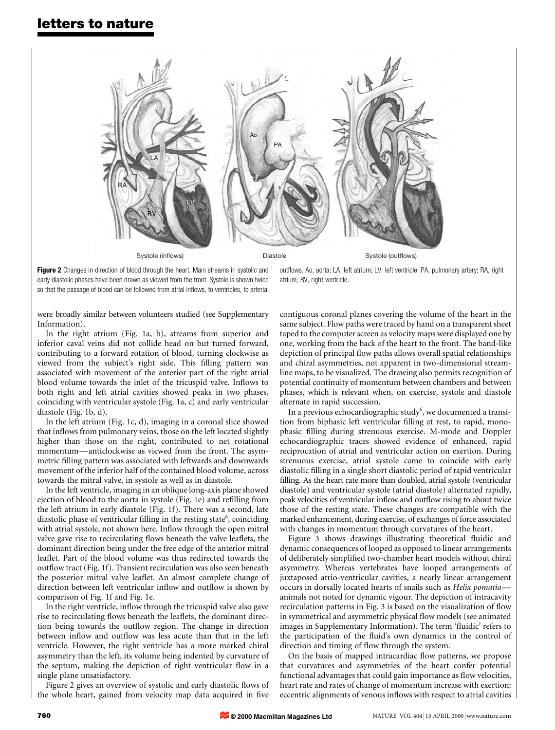**Figure 2** Changes in direction of blood through the heart. Main streams in systolic and early diastolic phases have been drawn as viewed from the front. Systole is shown twice so that the passage of blood can be followed from atrial inflows, to ventricles, to arterial outflows. Ao, aorta; LA, left atrium; LV, left ventricle; PA, pulmonary artery; RA, right atrium; RV, right ventricle.

were broadly similar between volunteers studied (see Supplementary Information).

In the right atrium (Fig. 1a, b), streams from superior and inferior caval veins did not collide head on but turned forward, contributing to a forward rotation of blood, turning clockwise as viewed from the subject's right side. This filling pattern was associated with movement of the anterior part of the right atrial blood volume towards the inlet of the tricuspid valve. Inflows to both right and left atrial cavities showed peaks in two phases, coinciding with ventricular systole (Fig. 1a, c) and early ventricular diastole (Fig. 1b, d).

In the left atrium (Fig. 1c, d), imaging in a coronal slice showed that inflows from pulmonary veins, those on the left located slightly higher than those on the right, contributed to net rotational momentum—anticlockwise as viewed from the front. The asymmetric filling pattern was associated with leftwards and downwards movement of the inferior half of the contained blood volume, across towards the mitral valve, in systole as well as in diastole.

In the left ventricle, imaging in an oblique long-axis plane showed ejection of blood to the aorta in systole (Fig. 1e) and refilling from the left atrium in early diastole (Fig. 1f). There was a second, late diastolic phase of ventricular filling in the resting state[6], coinciding with atrial systole, not shown here. Inflow through the open mitral valve gave rise to recirculating flows beneath the valve leaflets, the dominant direction being under the free edge of the anterior mitral leaflet. Part of the blood volume was thus redirected towards the outflow tract (Fig. 1f). Transient recirculation was also seen beneath the posterior mitral valve leaflet. An almost complete change of direction between left ventricular inflow and outflow is shown by comparison of Fig. 1f and Fig. 1e.

In the right ventricle, inflow through the tricuspid valve also gave rise to recirculating flows beneath the leaflets, the dominant direction being towards the outflow region. The change in direction between inflow and outflow was less acute than that in the left ventricle. However, the right ventricle has a more marked chiral asymmetry than the left, its volume being indented by curvature of the septum, making the depiction of right ventricular flow in a single plane unsatisfactory.

Figure 2 gives an overview of systolic and early diastolic flows of the whole heart, gained from velocity map data acquired in five contiguous coronal planes covering the volume of the heart in the same subject. Flow paths were traced by hand on a transparent sheet taped to the computer screen as velocity maps were displayed one by one, working from the back of the heart to the front. The band-like depiction of principal flow paths allows overall spatial relationships and chiral asymmetries, not apparent in two-dimensional streamline maps, to be visualized. The drawing also permits recognition of potential continuity of momentum between chambers and between phases, which is relevant when, on exercise, systole and diastole alternate in rapid succession.

In a previous echocardiographic study[6], we documented a transition from biphasic left ventricular filling at rest, to rapid, monophasic filling during strenuous exercise. M-mode and Doppler echocardiographic traces showed evidence of enhanced, rapid reciprocation of atrial and ventricular action on exertion. During strenuous exercise, atrial systole came to coincide with early diastolic filling in a single short diastolic period of rapid ventricular filling. As the heart rate more than doubled, atrial systole (ventricular diastole) and ventricular systole (atrial diastole) alternated rapidly, peak velocities of ventricular inflow and outflow rising to about twice those of the resting state. These changes are compatible with the marked enhancement, during exercise, of exchanges of force associated with changes in momentum through curvatures of the heart.

Figure 3 shows drawings illustrating theoretical fluidic and dynamic consequences of looped as opposed to linear arrangements of deliberately simplified two-chamber heart models without chiral asymmetry. Whereas vertebrates have looped arrangements of juxtaposed atrio-ventricular cavities, a nearly linear arrangement occurs in dorsally located hearts of snails such as *Helix pomatia*—animals not noted for dynamic vigour. The depiction of intracavity recirculation patterns in Fig. 3 is based on the visualization of flow in symmetrical and asymmetric physical flow models (see animated images in Supplementary Information). The term 'fluidic' refers to the participation of the fluid's own dynamics in the control of direction and timing of flow through the system.

On the basis of mapped intracardiac flow patterns, we propose that curvatures and asymmetries of the heart confer potential functional advantages that could gain importance as flow velocities, heart rate and rates of change of momentum increase with exertion: eccentric alignments of venous inflows with respect to atrial cavities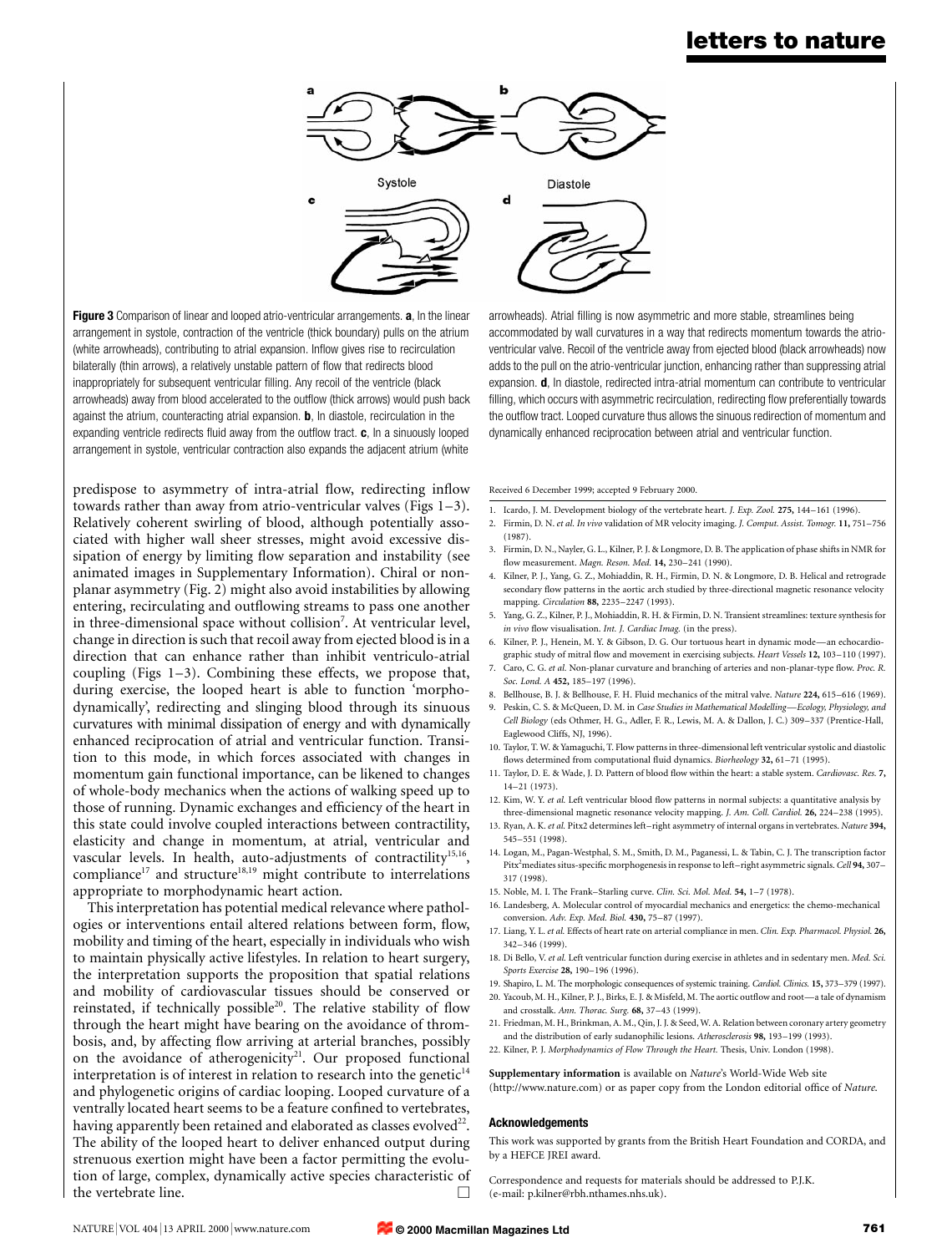a

b

Systole

Diastole

c

d

**Figure 3** Comparison of linear and looped atrio-ventricular arrangements. **a**, In the linear arrangement in systole, contraction of the ventricle (thick boundary) pulls on the atrium (white arrowheads), contributing to atrial expansion. Inflow gives rise to recirculation bilaterally (thin arrows), a relatively unstable pattern of flow that redirects blood inappropriately for subsequent ventricular filling. Any recoil of the ventricle (black arrowheads) away from blood accelerated to the outflow (thick arrows) would push back against the atrium, counteracting atrial expansion. **b**, In diastole, recirculation in the expanding ventricle redirects fluid away from the outflow tract. **c**, In a sinuously looped arrangement in systole, ventricular contraction also expands the adjacent atrium (white arrowheads). Atrial filling is now asymmetric and more stable, streamlines being accommodated by wall curvatures in a way that redirects momentum towards the atrio-ventricular valve. Recoil of the ventricle away from ejected blood (black arrowheads) now adds to the pull on the atrio-ventricular junction, enhancing rather than suppressing atrial expansion. **d**, In diastole, redirected intra-atrial momentum can contribute to ventricular filling, which occurs with asymmetric recirculation, redirecting flow preferentially towards the outflow tract. Looped curvature thus allows the sinuous redirection of momentum and dynamically enhanced reciprocation between atrial and ventricular function.

predispose to asymmetry of intra-atrial flow, redirecting inflow towards rather than away from atrio-ventricular valves (Figs 1–3). Relatively coherent swirling of blood, although potentially associated with higher wall sheer stresses, might avoid excessive dissipation of energy by limiting flow separation and instability (see animated images in Supplementary Information). Chiral or non-planar asymmetry (Fig. 2) might also avoid instabilities by allowing entering, recirculating and outflowing streams to pass one another in three-dimensional space without collision[7]. At ventricular level, change in direction is such that recoil away from ejected blood is in a direction that can enhance rather than inhibit ventriculo-atrial coupling (Figs 1–3). Combining these effects, we propose that, during exercise, the looped heart is able to function 'morphodynamically', redirecting and slinging blood through its sinuous curvatures with minimal dissipation of energy and with dynamically enhanced reciprocation of atrial and ventricular function. Transition to this mode, in which forces associated with changes in momentum gain functional importance, can be likened to changes of whole-body mechanics when the actions of walking speed up to those of running. Dynamic exchanges and efficiency of the heart in this state could involve coupled interactions between contractility, elasticity and change in momentum, at atrial, ventricular and vascular levels. In health, auto-adjustments of contractility[15,16], compliance[17] and structure[18,19] might contribute to interrelations appropriate to morphodynamic heart action.

This interpretation has potential medical relevance where pathologies or interventions entail altered relations between form, flow, mobility and timing of the heart, especially in individuals who wish to maintain physically active lifestyles. In relation to heart surgery, the interpretation supports the proposition that spatial relations and mobility of cardiovascular tissues should be conserved or reinstated, if technically possible[20]. The relative stability of flow through the heart might have bearing on the avoidance of thrombosis, and, by affecting flow arriving at arterial branches, possibly on the avoidance of atherogenicity[21]. Our proposed functional interpretation is of interest in relation to research into the genetic[14] and phylogenetic origins of cardiac looping. Looped curvature of a ventrally located heart seems to be a feature confined to vertebrates, having apparently been retained and elaborated as classes evolved[22]. The ability of the looped heart to deliver enhanced output during strenuous exertion might have been a factor permitting the evolution of large, complex, dynamically active species characteristic of the vertebrate line. □

Received 6 December 1999; accepted 9 February 2000.

1. Icardo, J. M. Development biology of the vertebrate heart. *J. Exp. Zool.* **275,** 144–161 (1996).
2. Firmin, D. N. *et al. In vivo* validation of MR velocity imaging. *J. Comput. Assist. Tomogr.* **11,** 751–756 (1987).
3. Firmin, D. N., Nayler, G. L., Kilner, P. J. & Longmore, D. B. The application of phase shifts in NMR for flow measurement. *Magn. Reson. Med.* **14,** 230–241 (1990).
4. Kilner, P. J., Yang, G. Z., Mohiaddin, R. H., Firmin, D. N. & Longmore, D. B. Helical and retrograde secondary flow patterns in the aortic arch studied by three-directional magnetic resonance velocity mapping. *Circulation* **88,** 2235–2247 (1993).
5. Yang, G. Z., Kilner, P. J., Mohiaddin, R. H. & Firmin, D. N. Transient streamlines: texture synthesis for *in vivo* flow visualisation. *Int. J. Cardiac Imag.* (in the press).
6. Kilner, P. J., Henein, M. Y. & Gibson, D. G. Our tortuous heart in dynamic mode—an echocardiographic study of mitral flow and movement in exercising subjects. *Heart Vessels* **12,** 103–110 (1997).
7. Caro, C. G. *et al.* Non-planar curvature and branching of arteries and non-planar-type flow. *Proc. R. Soc. Lond. A* **452,** 185–197 (1996).
8. Bellhouse, B. J. & Bellhouse, F. H. Fluid mechanics of the mitral valve. *Nature* **224,** 615–616 (1969).
9. Peskin, C. S. & McQueen, D. M. in *Case Studies in Mathematical Modelling—Ecology, Physiology, and Cell Biology* (eds Othmer, H. G., Adler, F. R., Lewis, M. A. & Dallon, J. C.) 309–337 (Prentice-Hall, Eaglewood Cliffs, NJ, 1996).
10. Taylor, T. W. & Yamaguchi, T. Flow patterns in three-dimensional left ventricular systolic and diastolic flows determined from computational fluid dynamics. *Biorheology* **32,** 61–71 (1995).
11. Taylor, D. E. & Wade, J. D. Pattern of blood flow within the heart: a stable system. *Cardiovasc. Res.* **7,** 14–21 (1973).
12. Kim, W. Y. *et al.* Left ventricular blood flow patterns in normal subjects: a quantitative analysis by three-dimensional magnetic resonance velocity mapping. *J. Am. Coll. Cardiol.* **26,** 224–238 (1995).
13. Ryan, A. K. *et al.* Pitx2 determines left–right asymmetry of internal organs in vertebrates. *Nature* **394,** 545–551 (1998).
14. Logan, M., Pagan-Westphal, S. M., Smith, D. M., Paganessi, L. & Tabin, C. J. The transcription factor Pitx[2] mediates situs-specific morphogenesis in response to left–right asymmetric signals. *Cell* **94,** 307–317 (1998).
15. Noble, M. I. The Frank–Starling curve. *Clin. Sci. Mol. Med.* **54,** 1–7 (1978).
16. Landesberg, A. Molecular control of myocardial mechanics and energetics: the chemo-mechanical conversion. *Adv. Exp. Med. Biol.* **430,** 75–87 (1997).
17. Liang, Y. L. *et al.* Effects of heart rate on arterial compliance in men. *Clin. Exp. Pharmacol. Physiol.* **26,** 342–346 (1999).
18. Di Bello, V. *et al.* Left ventricular function during exercise in athletes and in sedentary men. *Med. Sci. Sports Exercise* **28,** 190–196 (1996).
19. Shapiro, L. M. The morphologic consequences of systemic training. *Cardiol. Clinics.* **15,** 373–379 (1997).
20. Yacoub, M. H., Kilner, P. J., Birks, E. J. & Misfeld, M. The aortic outflow and root—a tale of dynamism and crosstalk. *Ann. Thorac. Surg.* **68,** 37–43 (1999).
21. Friedman, M. H., Brinkman, A. M., Qin, J. J. & Seed, W. A. Relation between coronary artery geometry and the distribution of early sudanophilic lesions. *Atherosclerosis* **98,** 193–199 (1993).
22. Kilner, P. J. *Morphodynamics of Flow Through the Heart.* Thesis, Univ. London (1998).

**Supplementary information** is available on *Nature*'s World-Wide Web site (http://www.nature.com) or as paper copy from the London editorial office of *Nature*.

### Acknowledgements

This work was supported by grants from the British Heart Foundation and CORDA, and by a HEFCE JREI award.

Correspondence and requests for materials should be addressed to P.J.K. (e-mail: p.kilner@rbh.nthames.nhs.uk).